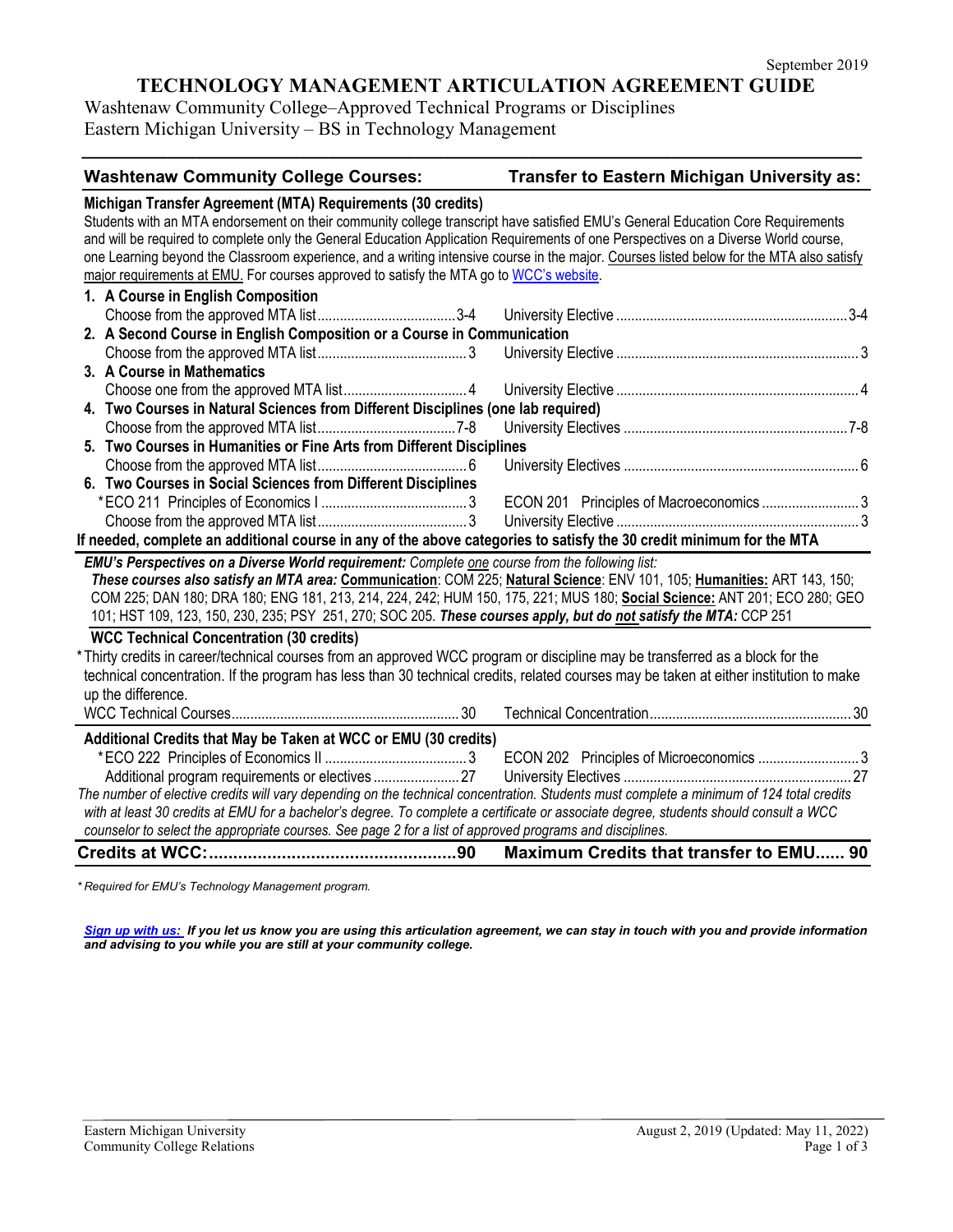September 2019

# TECHNOLOGY MANAGEMENT ARTICULATION AGREEMENT GUIDE

Washtenaw Community College–Approved Technical Programs or Disciplines
Eastern Michigan University – BS in Technology Management

| Washtenaw Community College Courses: | | Transfer to Eastern Michigan University as: | |
|---|---|---|---|
| **Michigan Transfer Agreement (MTA) Requirements (30 credits)** | | | |
| **1. A Course in English Composition** | | | |
| Choose from the approved MTA list | 3-4 | University Elective | 3-4 |
| **2. A Second Course in English Composition or a Course in Communication** | | | |
| Choose from the approved MTA list | 3 | University Elective | 3 |
| **3. A Course in Mathematics** | | | |
| Choose one from the approved MTA list | 4 | University Elective | 4 |
| **4. Two Courses in Natural Sciences from Different Disciplines (one lab required)** | | | |
| Choose from the approved MTA list | 7-8 | University Electives | 7-8 |
| **5. Two Courses in Humanities or Fine Arts from Different Disciplines** | | | |
| Choose from the approved MTA list | 6 | University Electives | 6 |
| **6. Two Courses in Social Sciences from Different Disciplines** | | | |
| *ECO 211 Principles of Economics I | 3 | ECON 201 Principles of Macroeconomics | 3 |
| Choose from the approved MTA list | 3 | University Elective | 3 |

Students with an MTA endorsement on their community college transcript have satisfied EMU's General Education Core Requirements and will be required to complete only the General Education Application Requirements of one Perspectives on a Diverse World course, one Learning beyond the Classroom experience, and a writing intensive course in the major. Courses listed below for the MTA also satisfy major requirements at EMU. For courses approved to satisfy the MTA go to WCC's website.

**If needed, complete an additional course in any of the above categories to satisfy the 30 credit minimum for the MTA**

***EMU's Perspectives on a Diverse World requirement:*** *Complete one course from the following list:*
***These courses also satisfy an MTA area:*** **Communication**: COM 225; **Natural Science**: ENV 101, 105; **Humanities:** ART 143, 150; COM 225; DAN 180; DRA 180; ENG 181, 213, 214, 224, 242; HUM 150, 175, 221; MUS 180; **Social Science:** ANT 201; ECO 280; GEO 101; HST 109, 123, 150, 230, 235; PSY 251, 270; SOC 205. ***These courses apply, but do not satisfy the MTA:*** CCP 251

**WCC Technical Concentration (30 credits)**

*Thirty credits in career/technical courses from an approved WCC program or discipline may be transferred as a block for the technical concentration. If the program has less than 30 technical credits, related courses may be taken at either institution to make up the difference.

| | | | |
|---|---|---|---|
| WCC Technical Courses | 30 | Technical Concentration | 30 |

**Additional Credits that May be Taken at WCC or EMU (30 credits)**

| | | | |
|---|---|---|---|
| *ECO 222 Principles of Economics II | 3 | ECON 202 Principles of Microeconomics | 3 |
| Additional program requirements or electives | 27 | University Electives | 27 |

*The number of elective credits will vary depending on the technical concentration. Students must complete a minimum of 124 total credits with at least 30 credits at EMU for a bachelor's degree. To complete a certificate or associate degree, students should consult a WCC counselor to select the appropriate courses. See page 2 for a list of approved programs and disciplines.*

| | | | |
|---|---|---|---|
| **Credits at WCC:** | **90** | **Maximum Credits that transfer to EMU** | **90** |

*\* Required for EMU's Technology Management program.*

***Sign up with us:** If you let us know you are using this articulation agreement, we can stay in touch with you and provide information and advising to you while you are still at your community college.*

Eastern Michigan University
Community College Relations

August 2, 2019 (Updated: May 11, 2022)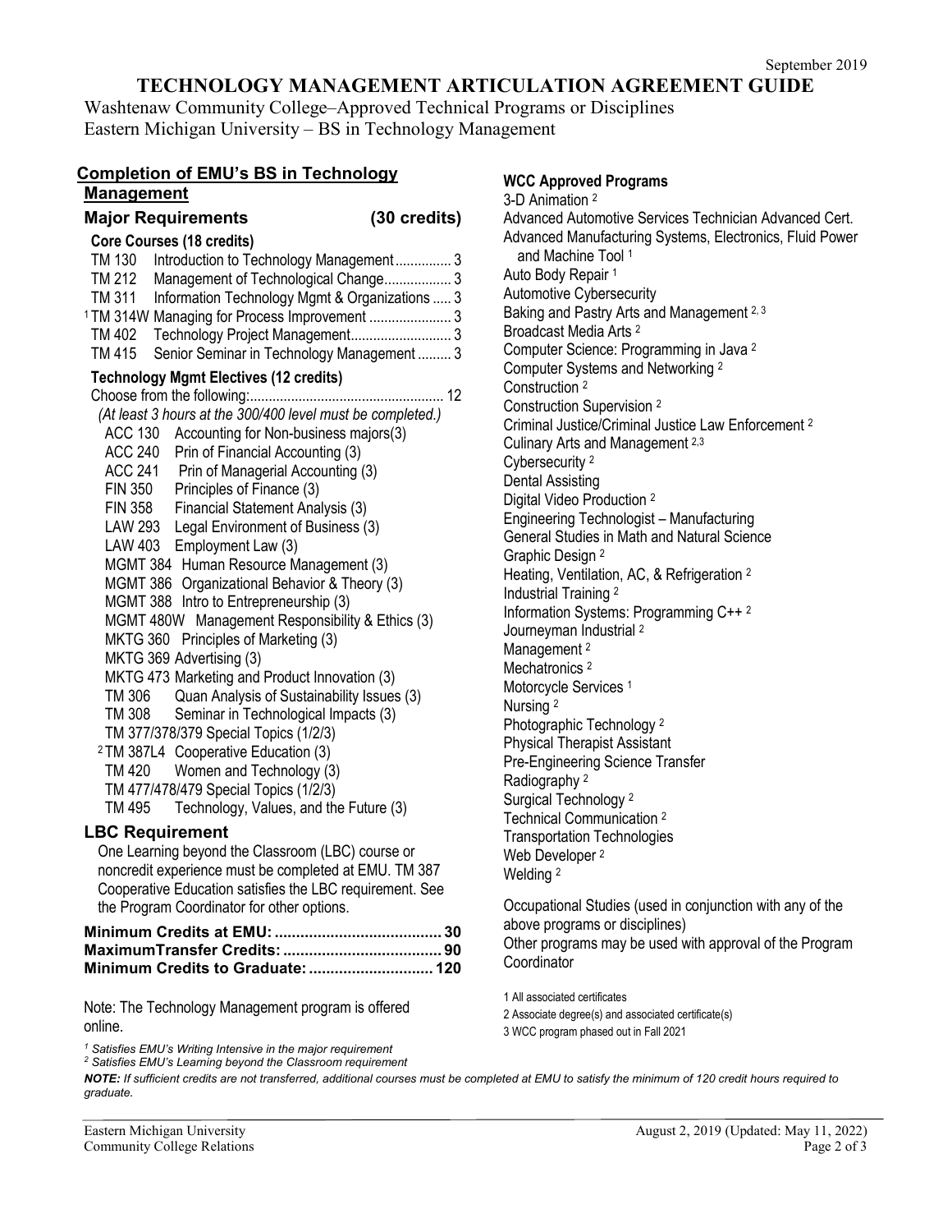September 2019

# TECHNOLOGY MANAGEMENT ARTICULATION AGREEMENT GUIDE

Washtenaw Community College–Approved Technical Programs or Disciplines
Eastern Michigan University – BS in Technology Management

## Completion of EMU's BS in Technology Management

### Major Requirements (30 credits)

**Core Courses (18 credits)**

| | | |
|---|---|---|
| TM 130 | Introduction to Technology Management | 3 |
| TM 212 | Management of Technological Change | 3 |
| TM 311 | Information Technology Mgmt & Organizations | 3 |
| [1] TM 314W | Managing for Process Improvement | 3 |
| TM 402 | Technology Project Management | 3 |
| TM 415 | Senior Seminar in Technology Management | 3 |

**Technology Mgmt Electives (12 credits)**

Choose from the following: 12

*(At least 3 hours at the 300/400 level must be completed.)*

- ACC 130 Accounting for Non-business majors(3)
- ACC 240 Prin of Financial Accounting (3)
- ACC 241 Prin of Managerial Accounting (3)
- FIN 350 Principles of Finance (3)
- FIN 358 Financial Statement Analysis (3)
- LAW 293 Legal Environment of Business (3)
- LAW 403 Employment Law (3)
- MGMT 384 Human Resource Management (3)
- MGMT 386 Organizational Behavior & Theory (3)
- MGMT 388 Intro to Entrepreneurship (3)
- MGMT 480W Management Responsibility & Ethics (3)
- MKTG 360 Principles of Marketing (3)
- MKTG 369 Advertising (3)
- MKTG 473 Marketing and Product Innovation (3)
- TM 306 Quan Analysis of Sustainability Issues (3)
- TM 308 Seminar in Technological Impacts (3)
- TM 377/378/379 Special Topics (1/2/3)
- [2] TM 387L4 Cooperative Education (3)
- TM 420 Women and Technology (3)
- TM 477/478/479 Special Topics (1/2/3)
- TM 495 Technology, Values, and the Future (3)

### LBC Requirement

One Learning beyond the Classroom (LBC) course or noncredit experience must be completed at EMU. TM 387 Cooperative Education satisfies the LBC requirement. See the Program Coordinator for other options.

**Minimum Credits at EMU: 30**
**Maximum Transfer Credits: 90**
**Minimum Credits to Graduate: 120**

Note: The Technology Management program is offered online.

### WCC Approved Programs

- 3-D Animation [2]
- Advanced Automotive Services Technician Advanced Cert.
- Advanced Manufacturing Systems, Electronics, Fluid Power and Machine Tool [1]
- Auto Body Repair [1]
- Automotive Cybersecurity
- Baking and Pastry Arts and Management [2, 3]
- Broadcast Media Arts [2]
- Computer Science: Programming in Java [2]
- Computer Systems and Networking [2]
- Construction [2]
- Construction Supervision [2]
- Criminal Justice/Criminal Justice Law Enforcement [2]
- Culinary Arts and Management [2,3]
- Cybersecurity [2]
- Dental Assisting
- Digital Video Production [2]
- Engineering Technologist – Manufacturing
- General Studies in Math and Natural Science
- Graphic Design [2]
- Heating, Ventilation, AC, & Refrigeration [2]
- Industrial Training [2]
- Information Systems: Programming C++ [2]
- Journeyman Industrial [2]
- Management [2]
- Mechatronics [2]
- Motorcycle Services [1]
- Nursing [2]
- Photographic Technology [2]
- Physical Therapist Assistant
- Pre-Engineering Science Transfer
- Radiography [2]
- Surgical Technology [2]
- Technical Communication [2]
- Transportation Technologies
- Web Developer [2]
- Welding [2]

Occupational Studies (used in conjunction with any of the above programs or disciplines)
Other programs may be used with approval of the Program Coordinator

1 All associated certificates
2 Associate degree(s) and associated certificate(s)
3 WCC program phased out in Fall 2021

*[1] Satisfies EMU's Writing Intensive in the major requirement*
*[2] Satisfies EMU's Learning beyond the Classroom requirement*

***NOTE:** If sufficient credits are not transferred, additional courses must be completed at EMU to satisfy the minimum of 120 credit hours required to graduate.*

Eastern Michigan University
Community College Relations

August 2, 2019 (Updated: May 11, 2022)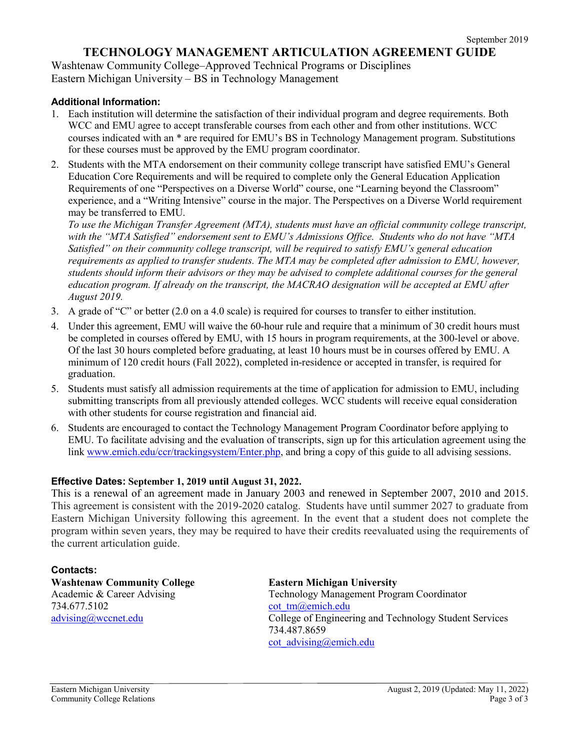September 2019

# TECHNOLOGY MANAGEMENT ARTICULATION AGREEMENT GUIDE

Washtenaw Community College–Approved Technical Programs or Disciplines
Eastern Michigan University – BS in Technology Management

### Additional Information:

1. Each institution will determine the satisfaction of their individual program and degree requirements. Both WCC and EMU agree to accept transferable courses from each other and from other institutions. WCC courses indicated with an * are required for EMU's BS in Technology Management program. Substitutions for these courses must be approved by the EMU program coordinator.
2. Students with the MTA endorsement on their community college transcript have satisfied EMU's General Education Core Requirements and will be required to complete only the General Education Application Requirements of one "Perspectives on a Diverse World" course, one "Learning beyond the Classroom" experience, and a "Writing Intensive" course in the major. The Perspectives on a Diverse World requirement may be transferred to EMU.
   *To use the Michigan Transfer Agreement (MTA), students must have an official community college transcript, with the "MTA Satisfied" endorsement sent to EMU's Admissions Office. Students who do not have "MTA Satisfied" on their community college transcript, will be required to satisfy EMU's general education requirements as applied to transfer students. The MTA may be completed after admission to EMU, however, students should inform their advisors or they may be advised to complete additional courses for the general education program. If already on the transcript, the MACRAO designation will be accepted at EMU after August 2019.*
3. A grade of "C" or better (2.0 on a 4.0 scale) is required for courses to transfer to either institution.
4. Under this agreement, EMU will waive the 60-hour rule and require that a minimum of 30 credit hours must be completed in courses offered by EMU, with 15 hours in program requirements, at the 300-level or above. Of the last 30 hours completed before graduating, at least 10 hours must be in courses offered by EMU. A minimum of 120 credit hours (Fall 2022), completed in-residence or accepted in transfer, is required for graduation.
5. Students must satisfy all admission requirements at the time of application for admission to EMU, including submitting transcripts from all previously attended colleges. WCC students will receive equal consideration with other students for course registration and financial aid.
6. Students are encouraged to contact the Technology Management Program Coordinator before applying to EMU. To facilitate advising and the evaluation of transcripts, sign up for this articulation agreement using the link www.emich.edu/ccr/trackingsystem/Enter.php, and bring a copy of this guide to all advising sessions.

### Effective Dates: September 1, 2019 until August 31, 2022.

This is a renewal of an agreement made in January 2003 and renewed in September 2007, 2010 and 2015. This agreement is consistent with the 2019-2020 catalog. Students have until summer 2027 to graduate from Eastern Michigan University following this agreement. In the event that a student does not complete the program within seven years, they may be required to have their credits reevaluated using the requirements of the current articulation guide.

### Contacts:

**Washtenaw Community College**
Academic & Career Advising
734.677.5102
advising@wccnet.edu

**Eastern Michigan University**
Technology Management Program Coordinator
cot_tm@emich.edu
College of Engineering and Technology Student Services
734.487.8659
cot_advising@emich.edu

Eastern Michigan University
Community College Relations

August 2, 2019 (Updated: May 11, 2022)